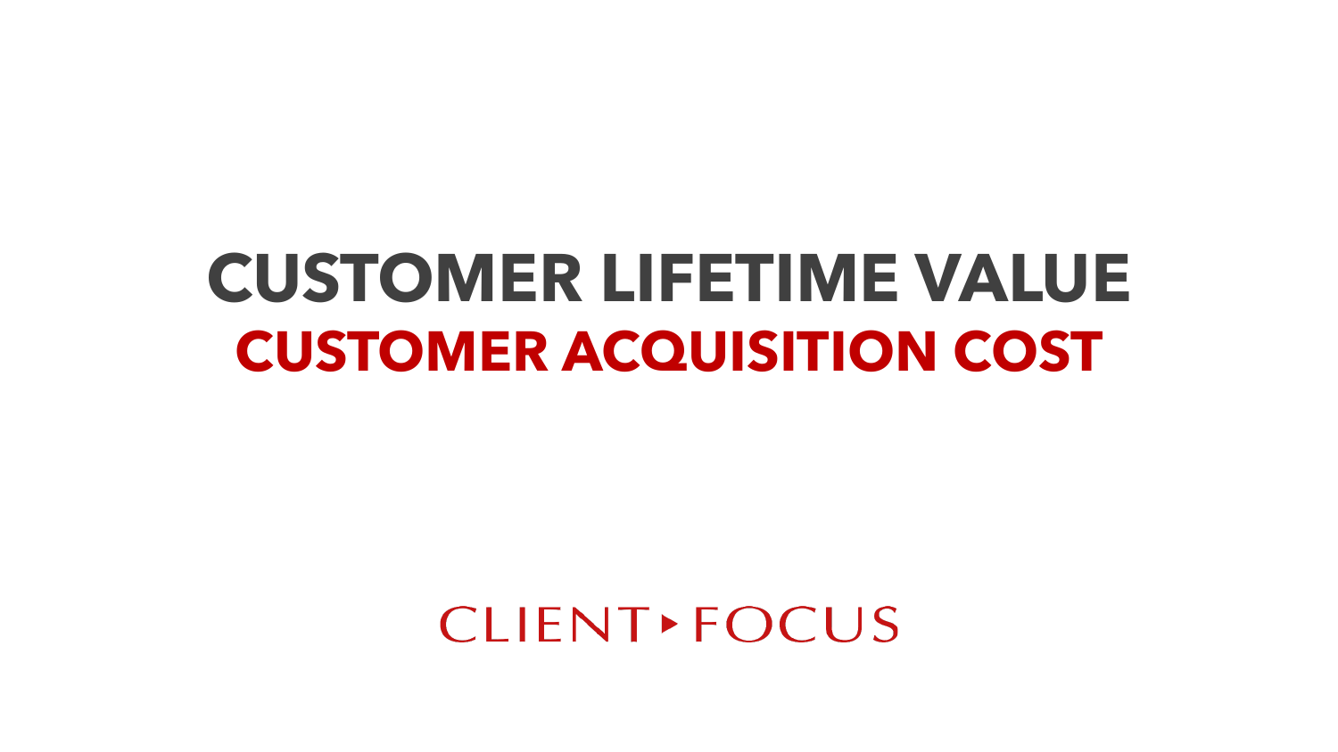# CUSTOMER LIFETIME VALUE

## CUSTOMER ACQUISITION COST

CLIENT ▸ FOCUS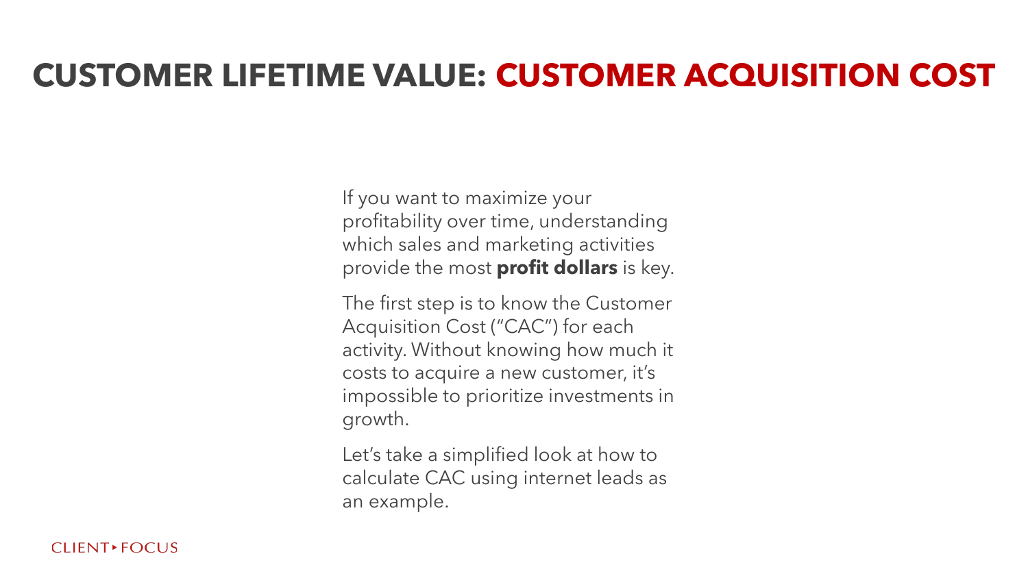# CUSTOMER LIFETIME VALUE: CUSTOMER ACQUISITION COST

If you want to maximize your profitability over time, understanding which sales and marketing activities provide the most **profit dollars** is key.

The first step is to know the Customer Acquisition Cost ("CAC") for each activity. Without knowing how much it costs to acquire a new customer, it's impossible to prioritize investments in growth.

Let's take a simplified look at how to calculate CAC using internet leads as an example.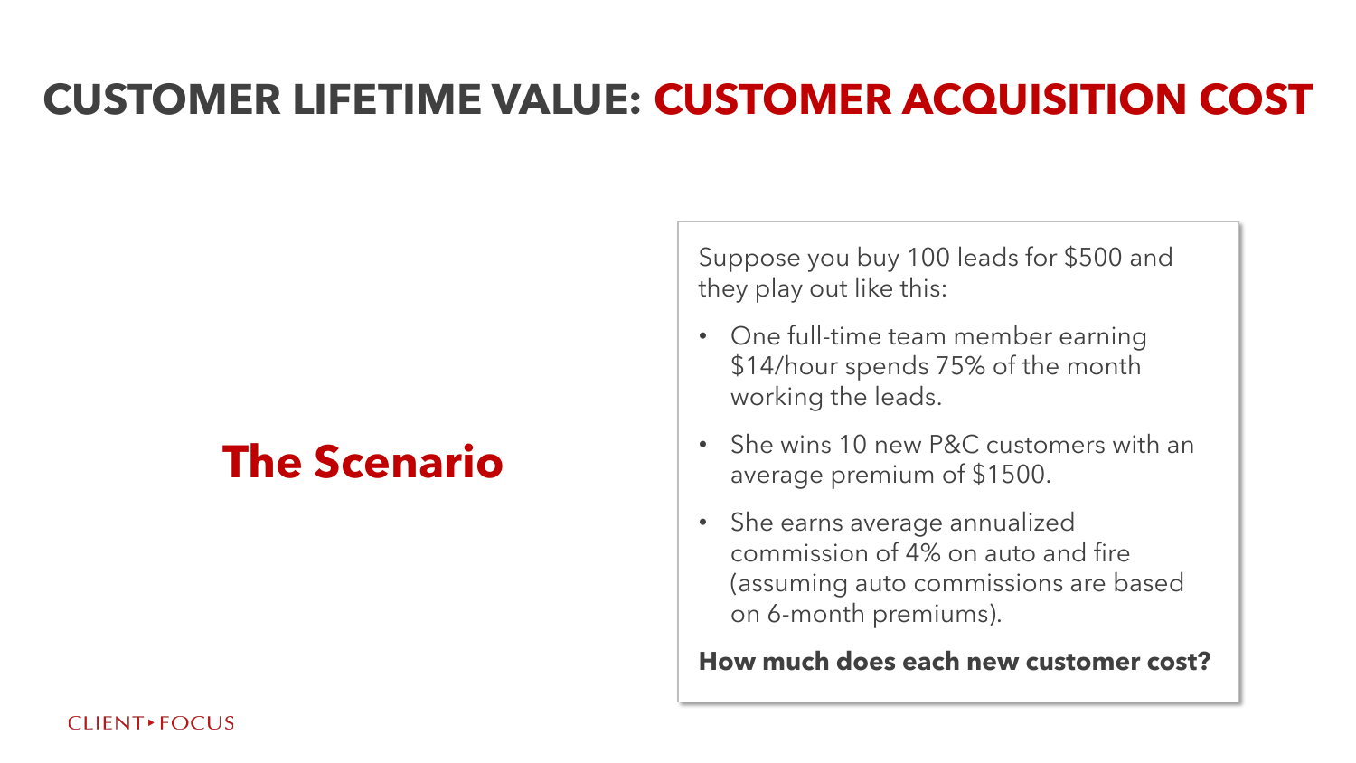# CUSTOMER LIFETIME VALUE: CUSTOMER ACQUISITION COST

## The Scenario

Suppose you buy 100 leads for $500 and they play out like this:

- One full-time team member earning $14/hour spends 75% of the month working the leads.
- She wins 10 new P&C customers with an average premium of $1500.
- She earns average annualized commission of 4% on auto and fire (assuming auto commissions are based on 6-month premiums).

**How much does each new customer cost?**

CLIENT▸FOCUS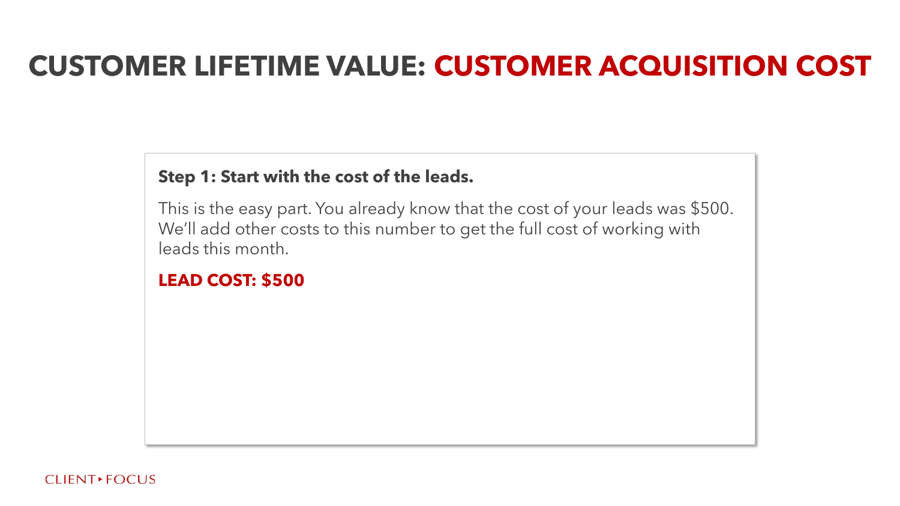# CUSTOMER LIFETIME VALUE: CUSTOMER ACQUISITION COST

**Step 1: Start with the cost of the leads.**

This is the easy part. You already know that the cost of your leads was $500. We'll add other costs to this number to get the full cost of working with leads this month.

**LEAD COST: $500**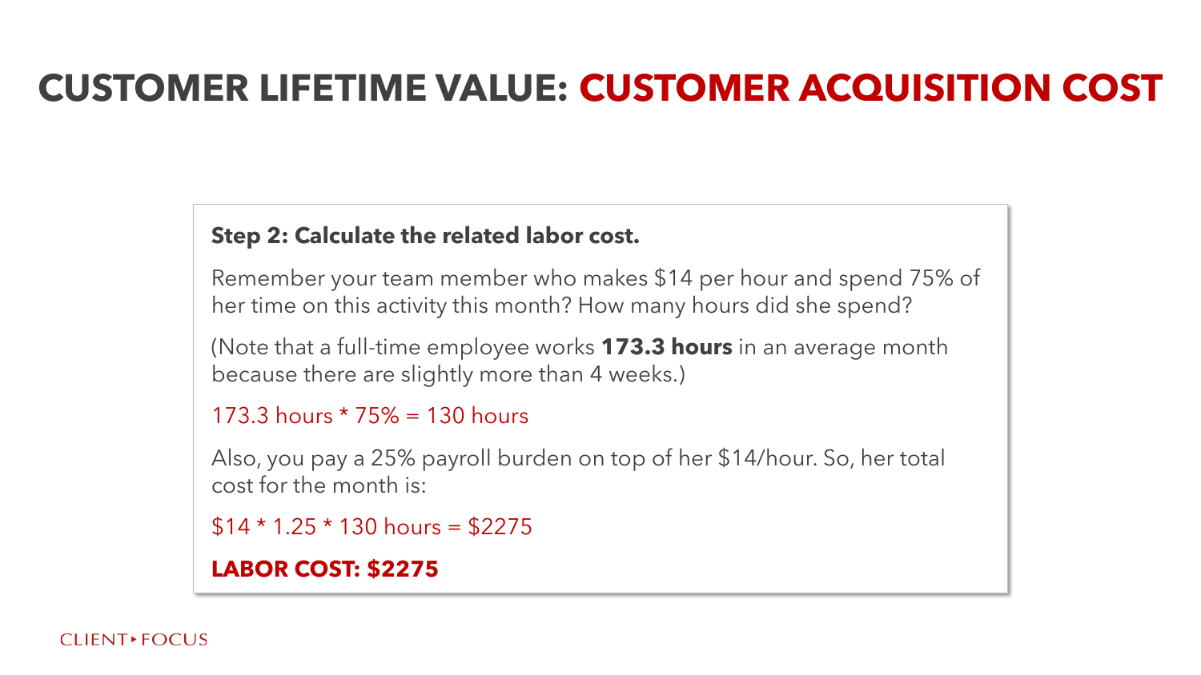# CUSTOMER LIFETIME VALUE: CUSTOMER ACQUISITION COST

**Step 2: Calculate the related labor cost.**

Remember your team member who makes $14 per hour and spend 75% of her time on this activity this month? How many hours did she spend?

(Note that a full-time employee works **173.3 hours** in an average month because there are slightly more than 4 weeks.)

173.3 hours * 75% = 130 hours

Also, you pay a 25% payroll burden on top of her $14/hour. So, her total cost for the month is:

$14 * 1.25 * 130 hours = $2275

**LABOR COST: $2275**

CLIENT ▸ FOCUS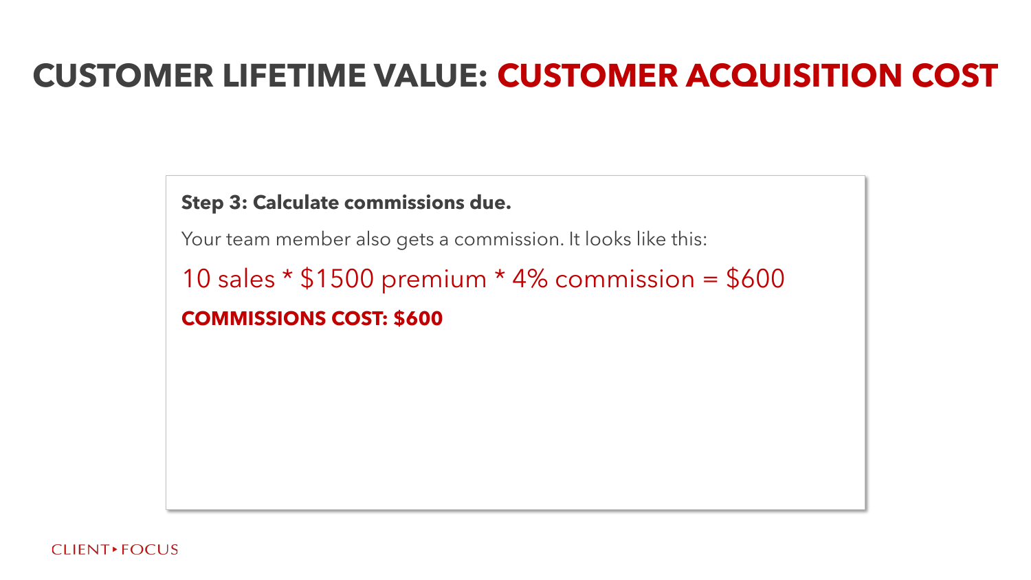# CUSTOMER LIFETIME VALUE: CUSTOMER ACQUISITION COST

**Step 3: Calculate commissions due.**

Your team member also gets a commission. It looks like this:

10 sales * $1500 premium * 4% commission = $600

**COMMISSIONS COST: $600**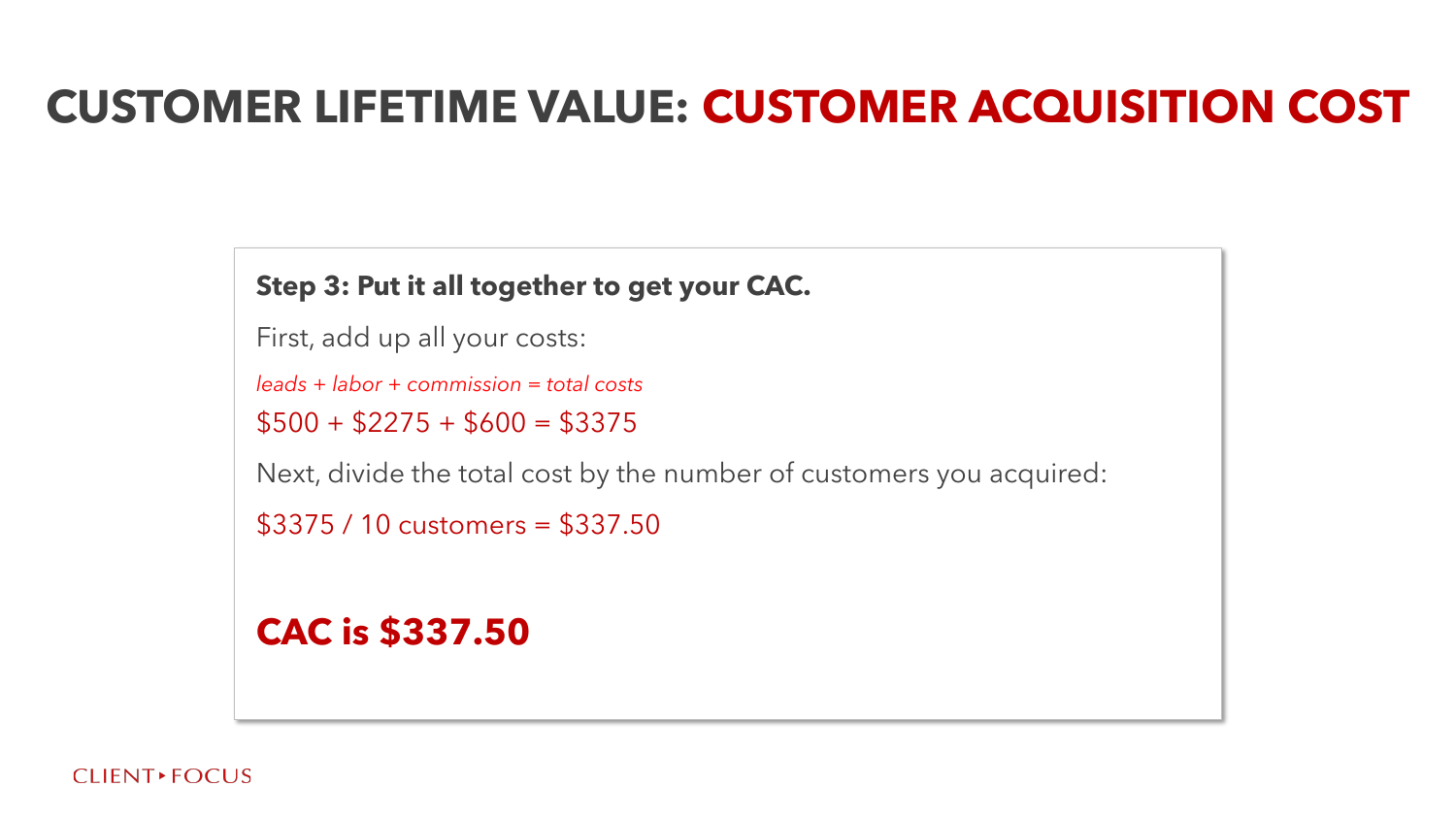# CUSTOMER LIFETIME VALUE: CUSTOMER ACQUISITION COST

**Step 3: Put it all together to get your CAC.**

First, add up all your costs:

*leads + labor + commission = total costs*

$500 + $2275 + $600 = $3375

Next, divide the total cost by the number of customers you acquired:

$3375 / 10 customers = $337.50

**CAC is $337.50**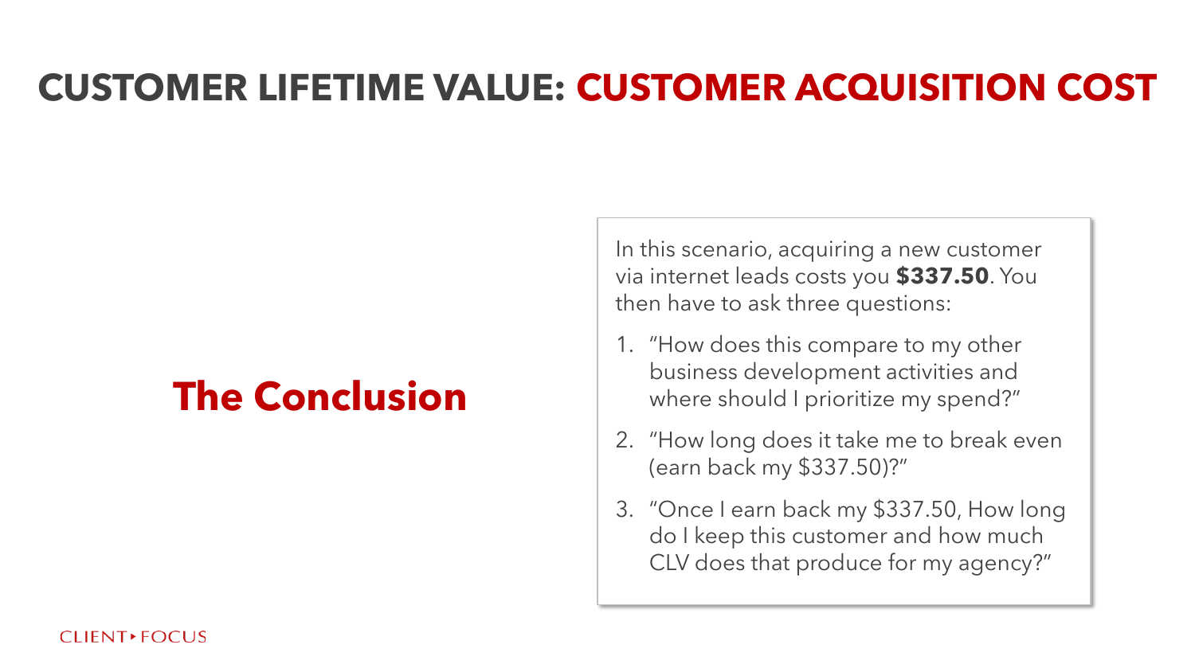# CUSTOMER LIFETIME VALUE: CUSTOMER ACQUISITION COST

## The Conclusion

In this scenario, acquiring a new customer via internet leads costs you **$337.50**. You then have to ask three questions:

1. "How does this compare to my other business development activities and where should I prioritize my spend?"
2. "How long does it take me to break even (earn back my $337.50)?"
3. "Once I earn back my $337.50, How long do I keep this customer and how much CLV does that produce for my agency?"

CLIENT ▸ FOCUS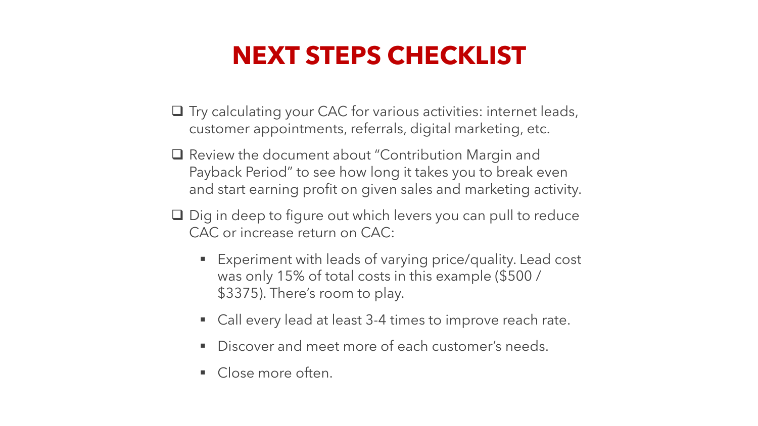# NEXT STEPS CHECKLIST

- [ ] Try calculating your CAC for various activities: internet leads, customer appointments, referrals, digital marketing, etc.
- [ ] Review the document about "Contribution Margin and Payback Period" to see how long it takes you to break even and start earning profit on given sales and marketing activity.
- [ ] Dig in deep to figure out which levers you can pull to reduce CAC or increase return on CAC:
  - Experiment with leads of varying price/quality. Lead cost was only 15% of total costs in this example ($500 / $3375). There's room to play.
  - Call every lead at least 3-4 times to improve reach rate.
  - Discover and meet more of each customer's needs.
  - Close more often.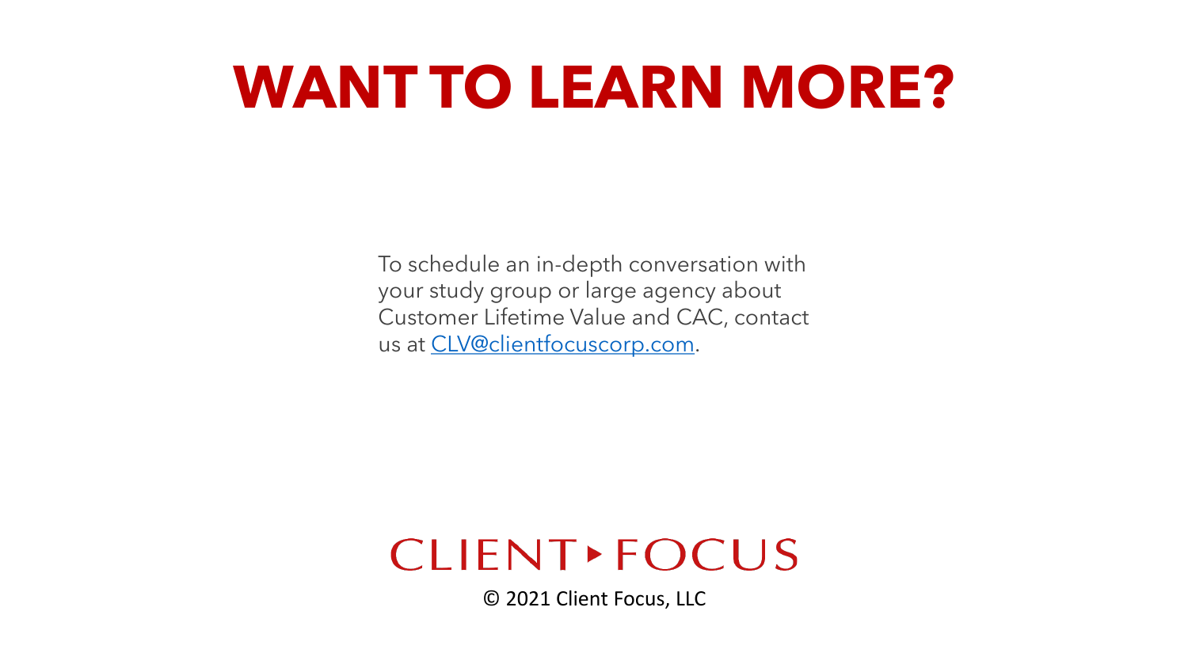# WANT TO LEARN MORE?

To schedule an in-depth conversation with your study group or large agency about Customer Lifetime Value and CAC, contact us at [CLV@clientfocuscorp.com](mailto:CLV@clientfocuscorp.com).

CLIENT ▸ FOCUS

© 2021 Client Focus, LLC